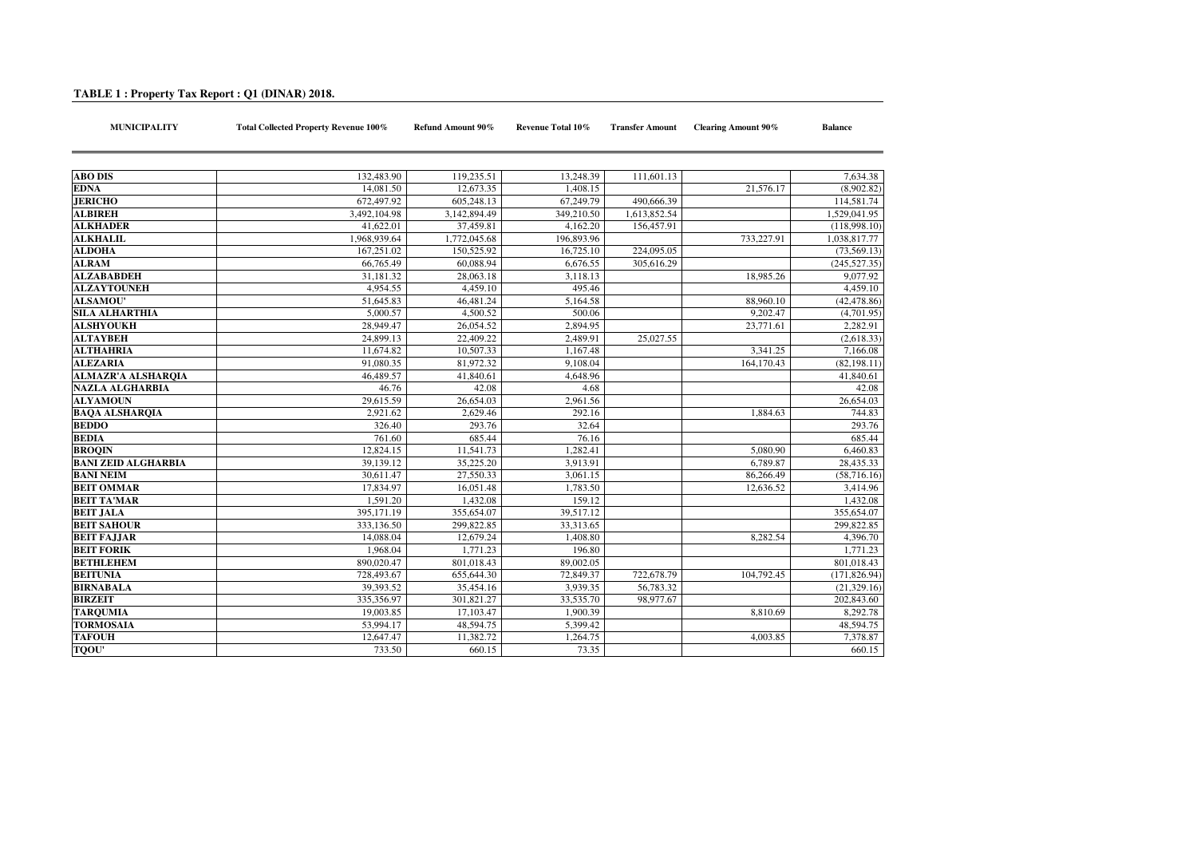**TABLE 1 : Property Tax Report : Q1 (DINAR) 2018.**

| MUNICIPALITY | Total Collected Property Revenue 100% | Refund Amount 90% | Revenue Total 10% | Transfer Amount | Clearing Amount 90% | Balance |
|---|---|---|---|---|---|---|
| ABO DIS | 132,483.90 | 119,235.51 | 13,248.39 | 111,601.13 | | 7,634.38 |
| EDNA | 14,081.50 | 12,673.35 | 1,408.15 | | 21,576.17 | (8,902.82) |
| JERICHO | 672,497.92 | 605,248.13 | 67,249.79 | 490,666.39 | | 114,581.74 |
| ALBIREH | 3,492,104.98 | 3,142,894.49 | 349,210.50 | 1,613,852.54 | | 1,529,041.95 |
| ALKHADER | 41,622.01 | 37,459.81 | 4,162.20 | 156,457.91 | | (118,998.10) |
| ALKHALIL | 1,968,939.64 | 1,772,045.68 | 196,893.96 | | 733,227.91 | 1,038,817.77 |
| ALDOHA | 167,251.02 | 150,525.92 | 16,725.10 | 224,095.05 | | (73,569.13) |
| ALRAM | 66,765.49 | 60,088.94 | 6,676.55 | 305,616.29 | | (245,527.35) |
| ALZABABDEH | 31,181.32 | 28,063.18 | 3,118.13 | | 18,985.26 | 9,077.92 |
| ALZAYTOUNEH | 4,954.55 | 4,459.10 | 495.46 | | | 4,459.10 |
| ALSAMOU' | 51,645.83 | 46,481.24 | 5,164.58 | | 88,960.10 | (42,478.86) |
| SILA ALHARTHIA | 5,000.57 | 4,500.52 | 500.06 | | 9,202.47 | (4,701.95) |
| ALSHYOUKH | 28,949.47 | 26,054.52 | 2,894.95 | | 23,771.61 | 2,282.91 |
| ALTAYBEH | 24,899.13 | 22,409.22 | 2,489.91 | 25,027.55 | | (2,618.33) |
| ALTHAHRIA | 11,674.82 | 10,507.33 | 1,167.48 | | 3,341.25 | 7,166.08 |
| ALEZARIA | 91,080.35 | 81,972.32 | 9,108.04 | | 164,170.43 | (82,198.11) |
| ALMAZR'A ALSHARQIA | 46,489.57 | 41,840.61 | 4,648.96 | | | 41,840.61 |
| NAZLA ALGHARBIA | 46.76 | 42.08 | 4.68 | | | 42.08 |
| ALYAMOUN | 29,615.59 | 26,654.03 | 2,961.56 | | | 26,654.03 |
| BAQA ALSHARQIA | 2,921.62 | 2,629.46 | 292.16 | | 1,884.63 | 744.83 |
| BEDDO | 326.40 | 293.76 | 32.64 | | | 293.76 |
| BEDIA | 761.60 | 685.44 | 76.16 | | | 685.44 |
| BROQIN | 12,824.15 | 11,541.73 | 1,282.41 | | 5,080.90 | 6,460.83 |
| BANI ZEID ALGHARBIA | 39,139.12 | 35,225.20 | 3,913.91 | | 6,789.87 | 28,435.33 |
| BANI NEIM | 30,611.47 | 27,550.33 | 3,061.15 | | 86,266.49 | (58,716.16) |
| BEIT OMMAR | 17,834.97 | 16,051.48 | 1,783.50 | | 12,636.52 | 3,414.96 |
| BEIT TA'MAR | 1,591.20 | 1,432.08 | 159.12 | | | 1,432.08 |
| BEIT JALA | 395,171.19 | 355,654.07 | 39,517.12 | | | 355,654.07 |
| BEIT SAHOUR | 333,136.50 | 299,822.85 | 33,313.65 | | | 299,822.85 |
| BEIT FAJJAR | 14,088.04 | 12,679.24 | 1,408.80 | | 8,282.54 | 4,396.70 |
| BEIT FORIK | 1,968.04 | 1,771.23 | 196.80 | | | 1,771.23 |
| BETHLEHEM | 890,020.47 | 801,018.43 | 89,002.05 | | | 801,018.43 |
| BEITUNIA | 728,493.67 | 655,644.30 | 72,849.37 | 722,678.79 | 104,792.45 | (171,826.94) |
| BIRNABALA | 39,393.52 | 35,454.16 | 3,939.35 | 56,783.32 | | (21,329.16) |
| BIRZEIT | 335,356.97 | 301,821.27 | 33,535.70 | 98,977.67 | | 202,843.60 |
| TARQUMIA | 19,003.85 | 17,103.47 | 1,900.39 | | 8,810.69 | 8,292.78 |
| TORMOSAIA | 53,994.17 | 48,594.75 | 5,399.42 | | | 48,594.75 |
| TAFOUH | 12,647.47 | 11,382.72 | 1,264.75 | | 4,003.85 | 7,378.87 |
| TQOU' | 733.50 | 660.15 | 73.35 | | | 660.15 |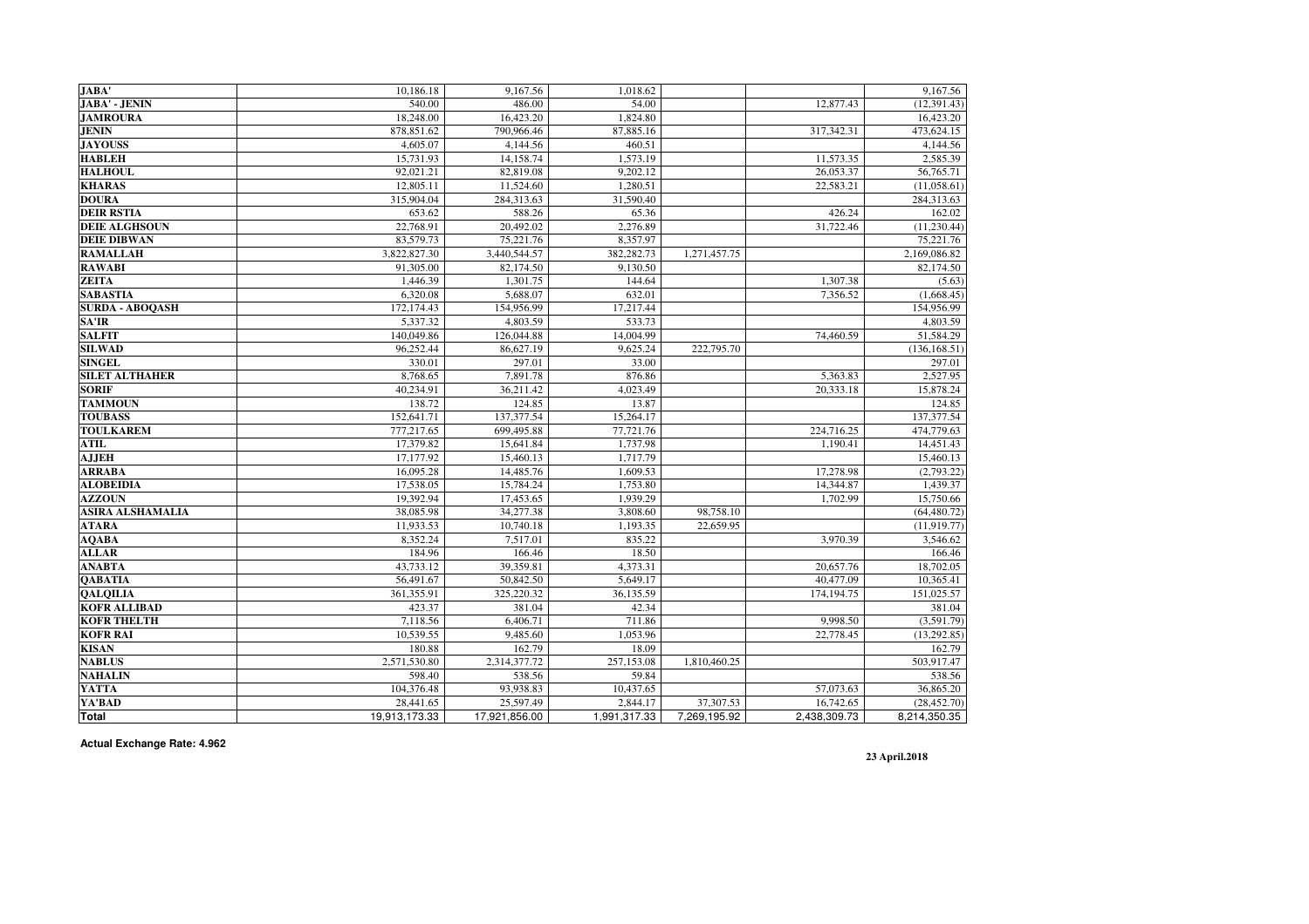| | | | | | | |
|---|---|---|---|---|---|---|
| **JABA'** | 10,186.18 | 9,167.56 | 1,018.62 | | | 9,167.56 |
| **JABA' - JENIN** | 540.00 | 486.00 | 54.00 | | 12,877.43 | (12,391.43) |
| **JAMROURA** | 18,248.00 | 16,423.20 | 1,824.80 | | | 16,423.20 |
| **JENIN** | 878,851.62 | 790,966.46 | 87,885.16 | | 317,342.31 | 473,624.15 |
| **JAYOUSS** | 4,605.07 | 4,144.56 | 460.51 | | | 4,144.56 |
| **HABLEH** | 15,731.93 | 14,158.74 | 1,573.19 | | 11,573.35 | 2,585.39 |
| **HALHOUL** | 92,021.21 | 82,819.08 | 9,202.12 | | 26,053.37 | 56,765.71 |
| **KHARAS** | 12,805.11 | 11,524.60 | 1,280.51 | | 22,583.21 | (11,058.61) |
| **DOURA** | 315,904.04 | 284,313.63 | 31,590.40 | | | 284,313.63 |
| **DEIR RSTIA** | 653.62 | 588.26 | 65.36 | | 426.24 | 162.02 |
| **DEIE ALGHSOUN** | 22,768.91 | 20,492.02 | 2,276.89 | | 31,722.46 | (11,230.44) |
| **DEIE DIBWAN** | 83,579.73 | 75,221.76 | 8,357.97 | | | 75,221.76 |
| **RAMALLAH** | 3,822,827.30 | 3,440,544.57 | 382,282.73 | 1,271,457.75 | | 2,169,086.82 |
| **RAWABI** | 91,305.00 | 82,174.50 | 9,130.50 | | | 82,174.50 |
| **ZEITA** | 1,446.39 | 1,301.75 | 144.64 | | 1,307.38 | (5.63) |
| **SABASTIA** | 6,320.08 | 5,688.07 | 632.01 | | 7,356.52 | (1,668.45) |
| **SURDA - ABOQASH** | 172,174.43 | 154,956.99 | 17,217.44 | | | 154,956.99 |
| **SA'IR** | 5,337.32 | 4,803.59 | 533.73 | | | 4,803.59 |
| **SALFIT** | 140,049.86 | 126,044.88 | 14,004.99 | | 74,460.59 | 51,584.29 |
| **SILWAD** | 96,252.44 | 86,627.19 | 9,625.24 | 222,795.70 | | (136,168.51) |
| **SINGEL** | 330.01 | 297.01 | 33.00 | | | 297.01 |
| **SILET ALTHAHER** | 8,768.65 | 7,891.78 | 876.86 | | 5,363.83 | 2,527.95 |
| **SORIF** | 40,234.91 | 36,211.42 | 4,023.49 | | 20,333.18 | 15,878.24 |
| **TAMMOUN** | 138.72 | 124.85 | 13.87 | | | 124.85 |
| **TOUBASS** | 152,641.71 | 137,377.54 | 15,264.17 | | | 137,377.54 |
| **TOULKAREM** | 777,217.65 | 699,495.88 | 77,721.76 | | 224,716.25 | 474,779.63 |
| **ATIL** | 17,379.82 | 15,641.84 | 1,737.98 | | 1,190.41 | 14,451.43 |
| **AJJEH** | 17,177.92 | 15,460.13 | 1,717.79 | | | 15,460.13 |
| **ARRABA** | 16,095.28 | 14,485.76 | 1,609.53 | | 17,278.98 | (2,793.22) |
| **ALOBEIDIA** | 17,538.05 | 15,784.24 | 1,753.80 | | 14,344.87 | 1,439.37 |
| **AZZOUN** | 19,392.94 | 17,453.65 | 1,939.29 | | 1,702.99 | 15,750.66 |
| **ASIRA ALSHAMALIA** | 38,085.98 | 34,277.38 | 3,808.60 | 98,758.10 | | (64,480.72) |
| **ATARA** | 11,933.53 | 10,740.18 | 1,193.35 | 22,659.95 | | (11,919.77) |
| **AQABA** | 8,352.24 | 7,517.01 | 835.22 | | 3,970.39 | 3,546.62 |
| **ALLAR** | 184.96 | 166.46 | 18.50 | | | 166.46 |
| **ANABTA** | 43,733.12 | 39,359.81 | 4,373.31 | | 20,657.76 | 18,702.05 |
| **QABATIA** | 56,491.67 | 50,842.50 | 5,649.17 | | 40,477.09 | 10,365.41 |
| **QALQILIA** | 361,355.91 | 325,220.32 | 36,135.59 | | 174,194.75 | 151,025.57 |
| **KOFR ALLIBAD** | 423.37 | 381.04 | 42.34 | | | 381.04 |
| **KOFR THELTH** | 7,118.56 | 6,406.71 | 711.86 | | 9,998.50 | (3,591.79) |
| **KOFR RAI** | 10,539.55 | 9,485.60 | 1,053.96 | | 22,778.45 | (13,292.85) |
| **KISAN** | 180.88 | 162.79 | 18.09 | | | 162.79 |
| **NABLUS** | 2,571,530.80 | 2,314,377.72 | 257,153.08 | 1,810,460.25 | | 503,917.47 |
| **NAHALIN** | 598.40 | 538.56 | 59.84 | | | 538.56 |
| **YATTA** | 104,376.48 | 93,938.83 | 10,437.65 | | 57,073.63 | 36,865.20 |
| **YA'BAD** | 28,441.65 | 25,597.49 | 2,844.17 | 37,307.53 | 16,742.65 | (28,452.70) |
| **Total** | 19,913,173.33 | 17,921,856.00 | 1,991,317.33 | 7,269,195.92 | 2,438,309.73 | 8,214,350.35 |

**Actual Exchange Rate: 4.962**

**23 April.2018**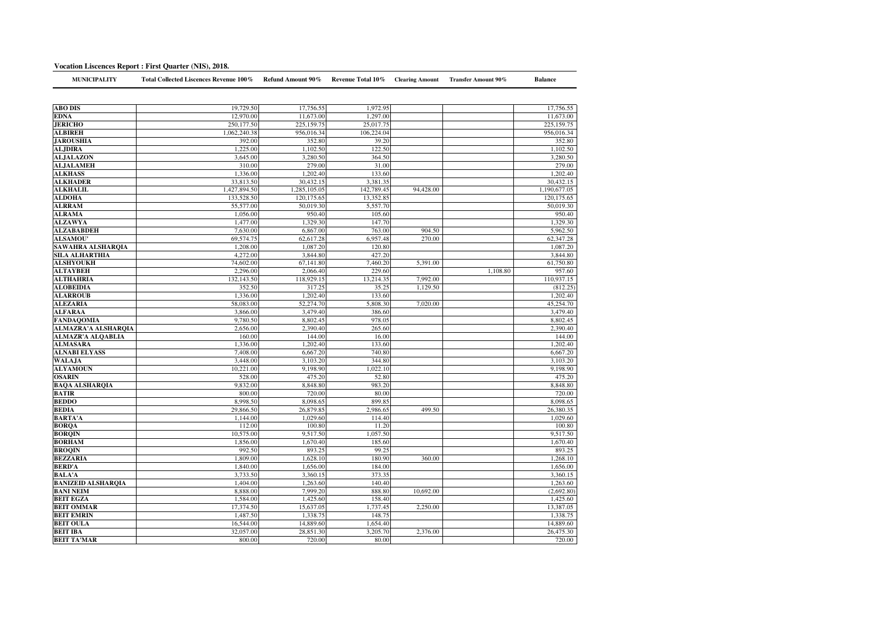**Vocation Liscences Report : First Quarter (NIS), 2018.**

| MUNICIPALITY | Total Collected Liscences Revenue 100% | Refund Amount 90% | Revenue Total 10% | Clearing Amount | Transfer Amount 90% | Balance |
|---|---|---|---|---|---|---|
| ABO DIS | 19,729.50 | 17,756.55 | 1,972.95 | | | 17,756.55 |
| EDNA | 12,970.00 | 11,673.00 | 1,297.00 | | | 11,673.00 |
| JERICHO | 250,177.50 | 225,159.75 | 25,017.75 | | | 225,159.75 |
| ALBIREH | 1,062,240.38 | 956,016.34 | 106,224.04 | | | 956,016.34 |
| JAROUSHIA | 392.00 | 352.80 | 39.20 | | | 352.80 |
| ALJDIRA | 1,225.00 | 1,102.50 | 122.50 | | | 1,102.50 |
| ALJALAZON | 3,645.00 | 3,280.50 | 364.50 | | | 3,280.50 |
| ALJALAMEH | 310.00 | 279.00 | 31.00 | | | 279.00 |
| ALKHASS | 1,336.00 | 1,202.40 | 133.60 | | | 1,202.40 |
| ALKHADER | 33,813.50 | 30,432.15 | 3,381.35 | | | 30,432.15 |
| ALKHALIL | 1,427,894.50 | 1,285,105.05 | 142,789.45 | 94,428.00 | | 1,190,677.05 |
| ALDOHA | 133,528.50 | 120,175.65 | 13,352.85 | | | 120,175.65 |
| ALRRAM | 55,577.00 | 50,019.30 | 5,557.70 | | | 50,019.30 |
| ALRAMA | 1,056.00 | 950.40 | 105.60 | | | 950.40 |
| ALZAWYA | 1,477.00 | 1,329.30 | 147.70 | | | 1,329.30 |
| ALZABABDEH | 7,630.00 | 6,867.00 | 763.00 | 904.50 | | 5,962.50 |
| ALSAMOU' | 69,574.75 | 62,617.28 | 6,957.48 | 270.00 | | 62,347.28 |
| SAWAHRA ALSHARQIA | 1,208.00 | 1,087.20 | 120.80 | | | 1,087.20 |
| SILA ALHARTHIA | 4,272.00 | 3,844.80 | 427.20 | | | 3,844.80 |
| ALSHYOUKH | 74,602.00 | 67,141.80 | 7,460.20 | 5,391.00 | | 61,750.80 |
| ALTAYBEH | 2,296.00 | 2,066.40 | 229.60 | | 1,108.80 | 957.60 |
| ALTHAHRIA | 132,143.50 | 118,929.15 | 13,214.35 | 7,992.00 | | 110,937.15 |
| ALOBEIDIA | 352.50 | 317.25 | 35.25 | 1,129.50 | | (812.25) |
| ALARROUB | 1,336.00 | 1,202.40 | 133.60 | | | 1,202.40 |
| ALEZARIA | 58,083.00 | 52,274.70 | 5,808.30 | 7,020.00 | | 45,254.70 |
| ALFARAA | 3,866.00 | 3,479.40 | 386.60 | | | 3,479.40 |
| FANDAQOMIA | 9,780.50 | 8,802.45 | 978.05 | | | 8,802.45 |
| ALMAZRA'A ALSHARQIA | 2,656.00 | 2,390.40 | 265.60 | | | 2,390.40 |
| ALMAZR'A ALQABLIA | 160.00 | 144.00 | 16.00 | | | 144.00 |
| ALMASARA | 1,336.00 | 1,202.40 | 133.60 | | | 1,202.40 |
| ALNABI ELYASS | 7,408.00 | 6,667.20 | 740.80 | | | 6,667.20 |
| WALAJA | 3,448.00 | 3,103.20 | 344.80 | | | 3,103.20 |
| ALYAMOUN | 10,221.00 | 9,198.90 | 1,022.10 | | | 9,198.90 |
| OSARIN | 528.00 | 475.20 | 52.80 | | | 475.20 |
| BAQA ALSHARQIA | 9,832.00 | 8,848.80 | 983.20 | | | 8,848.80 |
| BATIR | 800.00 | 720.00 | 80.00 | | | 720.00 |
| BEDDO | 8,998.50 | 8,098.65 | 899.85 | | | 8,098.65 |
| BEDIA | 29,866.50 | 26,879.85 | 2,986.65 | 499.50 | | 26,380.35 |
| BARTA'A | 1,144.00 | 1,029.60 | 114.40 | | | 1,029.60 |
| BORQA | 112.00 | 100.80 | 11.20 | | | 100.80 |
| BORQIN | 10,575.00 | 9,517.50 | 1,057.50 | | | 9,517.50 |
| BORHAM | 1,856.00 | 1,670.40 | 185.60 | | | 1,670.40 |
| BROQIN | 992.50 | 893.25 | 99.25 | | | 893.25 |
| BEZZARIA | 1,809.00 | 1,628.10 | 180.90 | 360.00 | | 1,268.10 |
| BERD'A | 1,840.00 | 1,656.00 | 184.00 | | | 1,656.00 |
| BALA'A | 3,733.50 | 3,360.15 | 373.35 | | | 3,360.15 |
| BANIZEID ALSHARQIA | 1,404.00 | 1,263.60 | 140.40 | | | 1,263.60 |
| BANI NEIM | 8,888.00 | 7,999.20 | 888.80 | 10,692.00 | | (2,692.80) |
| BEIT EGZA | 1,584.00 | 1,425.60 | 158.40 | | | 1,425.60 |
| BEIT OMMAR | 17,374.50 | 15,637.05 | 1,737.45 | 2,250.00 | | 13,387.05 |
| BEIT EMRIN | 1,487.50 | 1,338.75 | 148.75 | | | 1,338.75 |
| BEIT OULA | 16,544.00 | 14,889.60 | 1,654.40 | | | 14,889.60 |
| BEIT IBA | 32,057.00 | 28,851.30 | 3,205.70 | 2,376.00 | | 26,475.30 |
| BEIT TA'MAR | 800.00 | 720.00 | 80.00 | | | 720.00 |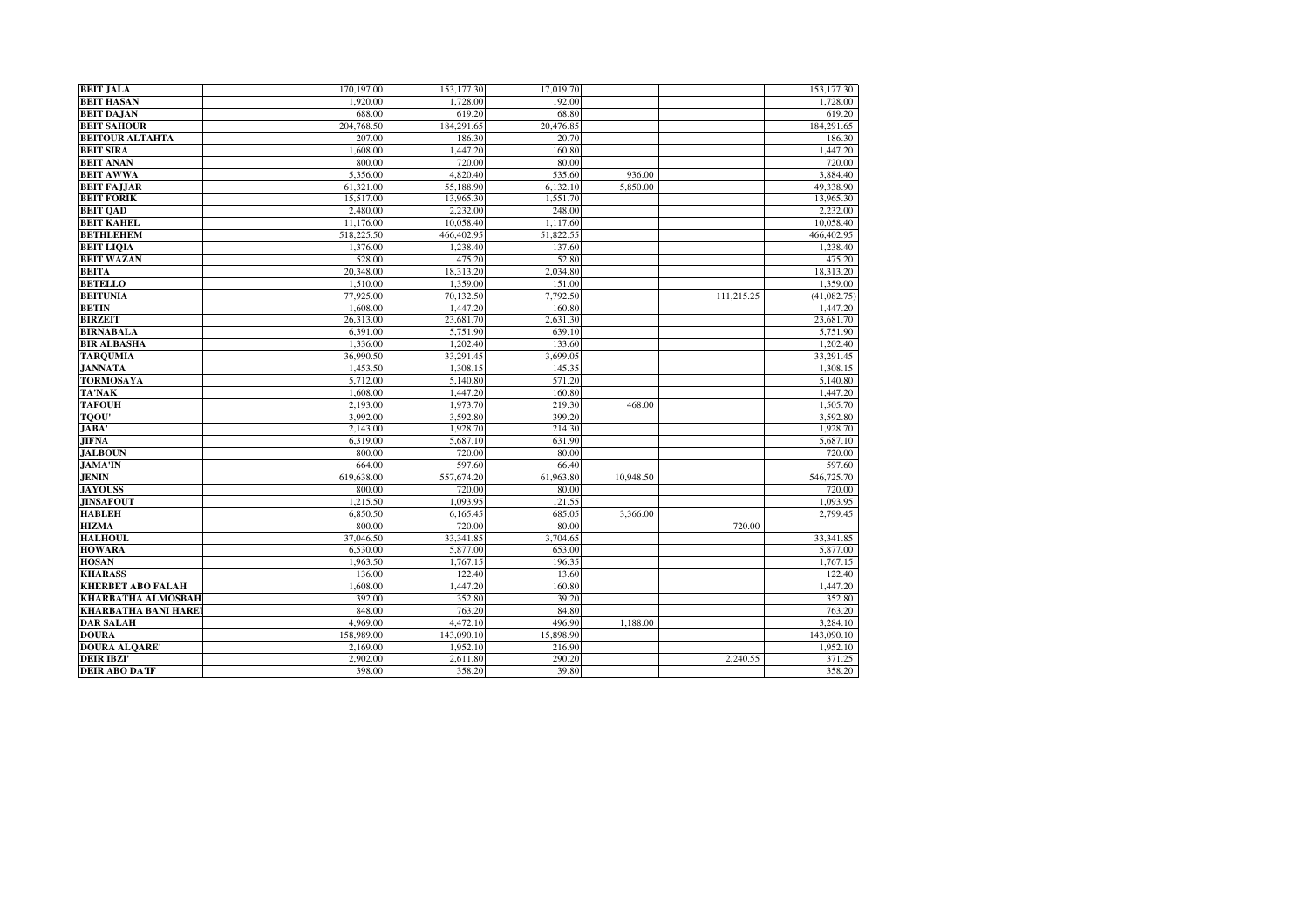| | | | | | | |
|---|---|---|---|---|---|---|
| **BEIT JALA** | 170,197.00 | 153,177.30 | 17,019.70 | | | 153,177.30 |
| **BEIT HASAN** | 1,920.00 | 1,728.00 | 192.00 | | | 1,728.00 |
| **BEIT DAJAN** | 688.00 | 619.20 | 68.80 | | | 619.20 |
| **BEIT SAHOUR** | 204,768.50 | 184,291.65 | 20,476.85 | | | 184,291.65 |
| **BEITOUR ALTAHTA** | 207.00 | 186.30 | 20.70 | | | 186.30 |
| **BEIT SIRA** | 1,608.00 | 1,447.20 | 160.80 | | | 1,447.20 |
| **BEIT ANAN** | 800.00 | 720.00 | 80.00 | | | 720.00 |
| **BEIT AWWA** | 5,356.00 | 4,820.40 | 535.60 | 936.00 | | 3,884.40 |
| **BEIT FAJJAR** | 61,321.00 | 55,188.90 | 6,132.10 | 5,850.00 | | 49,338.90 |
| **BEIT FORIK** | 15,517.00 | 13,965.30 | 1,551.70 | | | 13,965.30 |
| **BEIT QAD** | 2,480.00 | 2,232.00 | 248.00 | | | 2,232.00 |
| **BEIT KAHEL** | 11,176.00 | 10,058.40 | 1,117.60 | | | 10,058.40 |
| **BETHLEHEM** | 518,225.50 | 466,402.95 | 51,822.55 | | | 466,402.95 |
| **BEIT LIQIA** | 1,376.00 | 1,238.40 | 137.60 | | | 1,238.40 |
| **BEIT WAZAN** | 528.00 | 475.20 | 52.80 | | | 475.20 |
| **BEITA** | 20,348.00 | 18,313.20 | 2,034.80 | | | 18,313.20 |
| **BETELLO** | 1,510.00 | 1,359.00 | 151.00 | | | 1,359.00 |
| **BEITUNIA** | 77,925.00 | 70,132.50 | 7,792.50 | | 111,215.25 | (41,082.75) |
| **BETIN** | 1,608.00 | 1,447.20 | 160.80 | | | 1,447.20 |
| **BIRZEIT** | 26,313.00 | 23,681.70 | 2,631.30 | | | 23,681.70 |
| **BIRNABALA** | 6,391.00 | 5,751.90 | 639.10 | | | 5,751.90 |
| **BIR ALBASHA** | 1,336.00 | 1,202.40 | 133.60 | | | 1,202.40 |
| **TARQUMIA** | 36,990.50 | 33,291.45 | 3,699.05 | | | 33,291.45 |
| **JANNATA** | 1,453.50 | 1,308.15 | 145.35 | | | 1,308.15 |
| **TORMOSAYA** | 5,712.00 | 5,140.80 | 571.20 | | | 5,140.80 |
| **TA'NAK** | 1,608.00 | 1,447.20 | 160.80 | | | 1,447.20 |
| **TAFOUH** | 2,193.00 | 1,973.70 | 219.30 | 468.00 | | 1,505.70 |
| **TQOU'** | 3,992.00 | 3,592.80 | 399.20 | | | 3,592.80 |
| **JABA'** | 2,143.00 | 1,928.70 | 214.30 | | | 1,928.70 |
| **JIFNA** | 6,319.00 | 5,687.10 | 631.90 | | | 5,687.10 |
| **JALBOUN** | 800.00 | 720.00 | 80.00 | | | 720.00 |
| **JAMA'IN** | 664.00 | 597.60 | 66.40 | | | 597.60 |
| **JENIN** | 619,638.00 | 557,674.20 | 61,963.80 | 10,948.50 | | 546,725.70 |
| **JAYOUSS** | 800.00 | 720.00 | 80.00 | | | 720.00 |
| **JINSAFOUT** | 1,215.50 | 1,093.95 | 121.55 | | | 1,093.95 |
| **HABLEH** | 6,850.50 | 6,165.45 | 685.05 | 3,366.00 | | 2,799.45 |
| **HIZMA** | 800.00 | 720.00 | 80.00 | | 720.00 | - |
| **HALHOUL** | 37,046.50 | 33,341.85 | 3,704.65 | | | 33,341.85 |
| **HOWARA** | 6,530.00 | 5,877.00 | 653.00 | | | 5,877.00 |
| **HOSAN** | 1,963.50 | 1,767.15 | 196.35 | | | 1,767.15 |
| **KHARASS** | 136.00 | 122.40 | 13.60 | | | 122.40 |
| **KHERBET ABO FALAH** | 1,608.00 | 1,447.20 | 160.80 | | | 1,447.20 |
| **KHARBATHA ALMOSBAH** | 392.00 | 352.80 | 39.20 | | | 352.80 |
| **KHARBATHA BANI HARE'** | 848.00 | 763.20 | 84.80 | | | 763.20 |
| **DAR SALAH** | 4,969.00 | 4,472.10 | 496.90 | 1,188.00 | | 3,284.10 |
| **DOURA** | 158,989.00 | 143,090.10 | 15,898.90 | | | 143,090.10 |
| **DOURA ALQARE'** | 2,169.00 | 1,952.10 | 216.90 | | | 1,952.10 |
| **DEIR IBZI'** | 2,902.00 | 2,611.80 | 290.20 | | 2,240.55 | 371.25 |
| **DEIR ABO DA'IF** | 398.00 | 358.20 | 39.80 | | | 358.20 |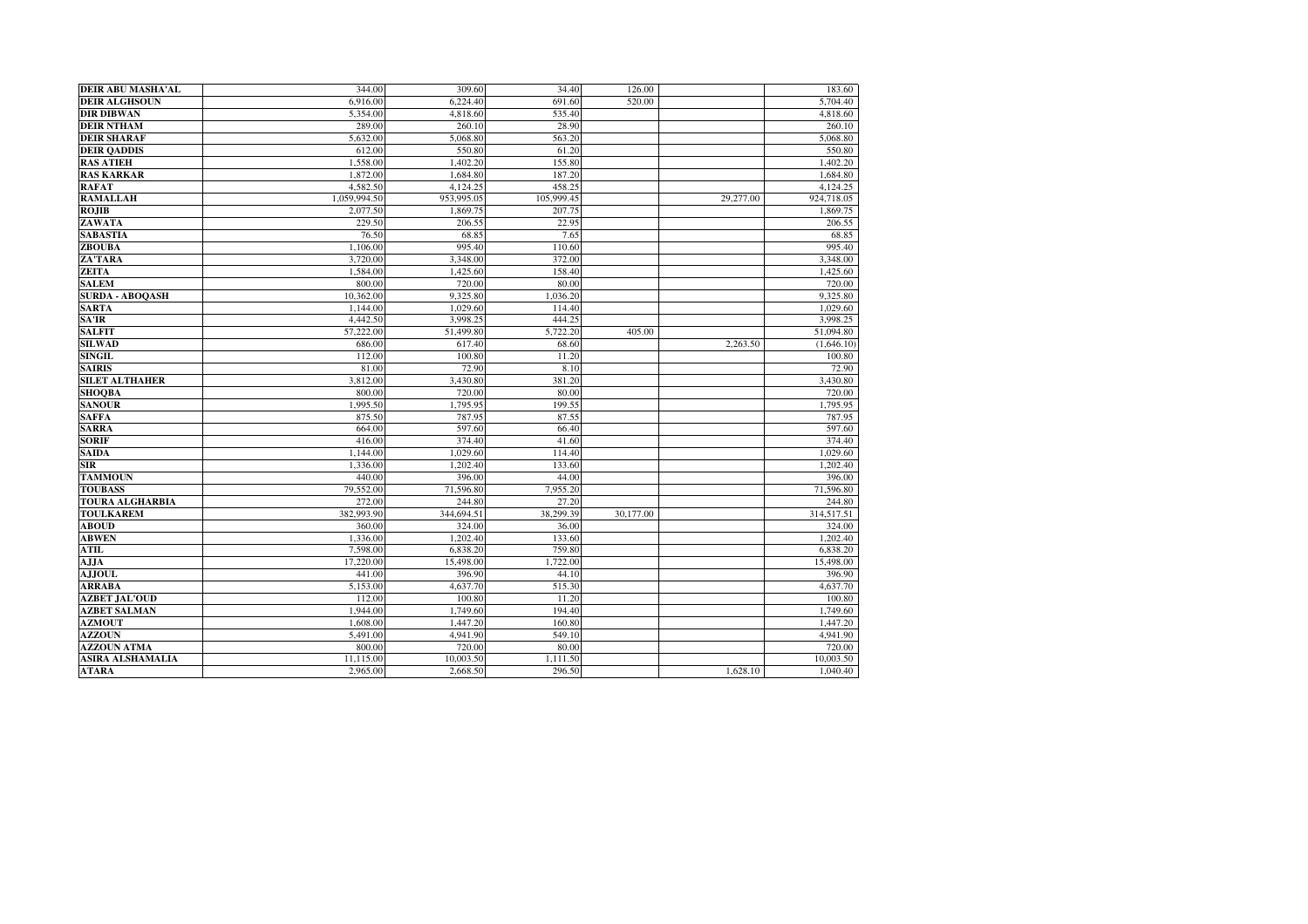| | | | | | | |
|---|---|---|---|---|---|---|
| **DEIR ABU MASHA'AL** | 344.00 | 309.60 | 34.40 | 126.00 | | 183.60 |
| **DEIR ALGHSOUN** | 6,916.00 | 6,224.40 | 691.60 | 520.00 | | 5,704.40 |
| **DIR DIBWAN** | 5,354.00 | 4,818.60 | 535.40 | | | 4,818.60 |
| **DEIR NTHAM** | 289.00 | 260.10 | 28.90 | | | 260.10 |
| **DEIR SHARAF** | 5,632.00 | 5,068.80 | 563.20 | | | 5,068.80 |
| **DEIR QADDIS** | 612.00 | 550.80 | 61.20 | | | 550.80 |
| **RAS ATIEH** | 1,558.00 | 1,402.20 | 155.80 | | | 1,402.20 |
| **RAS KARKAR** | 1,872.00 | 1,684.80 | 187.20 | | | 1,684.80 |
| **RAFAT** | 4,582.50 | 4,124.25 | 458.25 | | | 4,124.25 |
| **RAMALLAH** | 1,059,994.50 | 953,995.05 | 105,999.45 | | 29,277.00 | 924,718.05 |
| **ROJIB** | 2,077.50 | 1,869.75 | 207.75 | | | 1,869.75 |
| **ZAWATA** | 229.50 | 206.55 | 22.95 | | | 206.55 |
| **SABASTIA** | 76.50 | 68.85 | 7.65 | | | 68.85 |
| **ZBOUBA** | 1,106.00 | 995.40 | 110.60 | | | 995.40 |
| **ZA'TARA** | 3,720.00 | 3,348.00 | 372.00 | | | 3,348.00 |
| **ZEITA** | 1,584.00 | 1,425.60 | 158.40 | | | 1,425.60 |
| **SALEM** | 800.00 | 720.00 | 80.00 | | | 720.00 |
| **SURDA - ABOQASH** | 10,362.00 | 9,325.80 | 1,036.20 | | | 9,325.80 |
| **SARTA** | 1,144.00 | 1,029.60 | 114.40 | | | 1,029.60 |
| **SA'IR** | 4,442.50 | 3,998.25 | 444.25 | | | 3,998.25 |
| **SALFIT** | 57,222.00 | 51,499.80 | 5,722.20 | 405.00 | | 51,094.80 |
| **SILWAD** | 686.00 | 617.40 | 68.60 | | 2,263.50 | (1,646.10) |
| **SINGIL** | 112.00 | 100.80 | 11.20 | | | 100.80 |
| **SAIRIS** | 81.00 | 72.90 | 8.10 | | | 72.90 |
| **SILET ALTHAHER** | 3,812.00 | 3,430.80 | 381.20 | | | 3,430.80 |
| **SHOQBA** | 800.00 | 720.00 | 80.00 | | | 720.00 |
| **SANOUR** | 1,995.50 | 1,795.95 | 199.55 | | | 1,795.95 |
| **SAFFA** | 875.50 | 787.95 | 87.55 | | | 787.95 |
| **SARRA** | 664.00 | 597.60 | 66.40 | | | 597.60 |
| **SORIF** | 416.00 | 374.40 | 41.60 | | | 374.40 |
| **SAIDA** | 1,144.00 | 1,029.60 | 114.40 | | | 1,029.60 |
| **SIR** | 1,336.00 | 1,202.40 | 133.60 | | | 1,202.40 |
| **TAMMOUN** | 440.00 | 396.00 | 44.00 | | | 396.00 |
| **TOUBASS** | 79,552.00 | 71,596.80 | 7,955.20 | | | 71,596.80 |
| **TOURA ALGHARBIA** | 272.00 | 244.80 | 27.20 | | | 244.80 |
| **TOULKAREM** | 382,993.90 | 344,694.51 | 38,299.39 | 30,177.00 | | 314,517.51 |
| **ABOUD** | 360.00 | 324.00 | 36.00 | | | 324.00 |
| **ABWEN** | 1,336.00 | 1,202.40 | 133.60 | | | 1,202.40 |
| **ATIL** | 7,598.00 | 6,838.20 | 759.80 | | | 6,838.20 |
| **AJJA** | 17,220.00 | 15,498.00 | 1,722.00 | | | 15,498.00 |
| **AJJOUL** | 441.00 | 396.90 | 44.10 | | | 396.90 |
| **ARRABA** | 5,153.00 | 4,637.70 | 515.30 | | | 4,637.70 |
| **AZBET JAL'OUD** | 112.00 | 100.80 | 11.20 | | | 100.80 |
| **AZBET SALMAN** | 1,944.00 | 1,749.60 | 194.40 | | | 1,749.60 |
| **AZMOUT** | 1,608.00 | 1,447.20 | 160.80 | | | 1,447.20 |
| **AZZOUN** | 5,491.00 | 4,941.90 | 549.10 | | | 4,941.90 |
| **AZZOUN ATMA** | 800.00 | 720.00 | 80.00 | | | 720.00 |
| **ASIRA ALSHAMALIA** | 11,115.00 | 10,003.50 | 1,111.50 | | | 10,003.50 |
| **ATARA** | 2,965.00 | 2,668.50 | 296.50 | | 1,628.10 | 1,040.40 |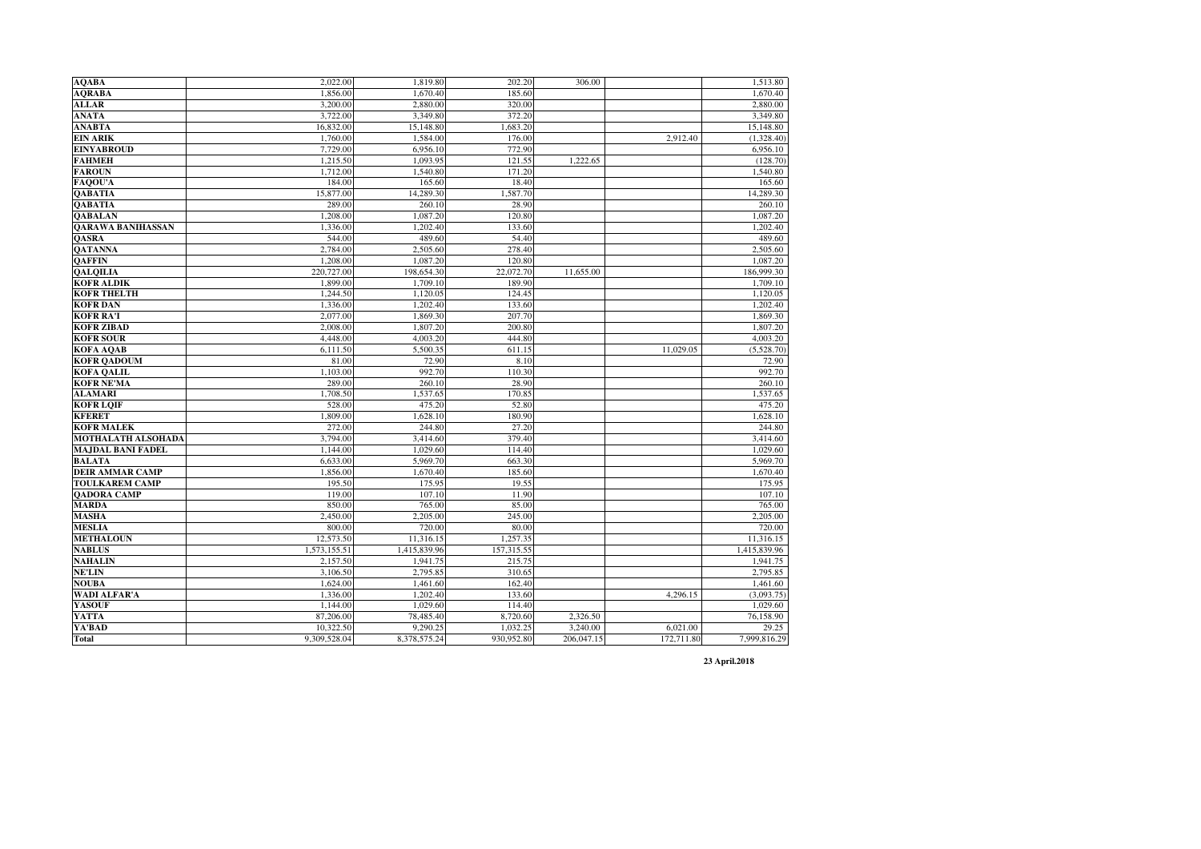| | | | | | | |
|---|---|---|---|---|---|---|
| **AQABA** | 2,022.00 | 1,819.80 | 202.20 | 306.00 | | 1,513.80 |
| **AQRABA** | 1,856.00 | 1,670.40 | 185.60 | | | 1,670.40 |
| **ALLAR** | 3,200.00 | 2,880.00 | 320.00 | | | 2,880.00 |
| **ANATA** | 3,722.00 | 3,349.80 | 372.20 | | | 3,349.80 |
| **ANABTA** | 16,832.00 | 15,148.80 | 1,683.20 | | | 15,148.80 |
| **EIN ARIK** | 1,760.00 | 1,584.00 | 176.00 | | 2,912.40 | (1,328.40) |
| **EINYABROUD** | 7,729.00 | 6,956.10 | 772.90 | | | 6,956.10 |
| **FAHMEH** | 1,215.50 | 1,093.95 | 121.55 | 1,222.65 | | (128.70) |
| **FAROUN** | 1,712.00 | 1,540.80 | 171.20 | | | 1,540.80 |
| **FAQOU'A** | 184.00 | 165.60 | 18.40 | | | 165.60 |
| **QABATIA** | 15,877.00 | 14,289.30 | 1,587.70 | | | 14,289.30 |
| **QABATIA** | 289.00 | 260.10 | 28.90 | | | 260.10 |
| **QABALAN** | 1,208.00 | 1,087.20 | 120.80 | | | 1,087.20 |
| **QARAWA BANIHASSAN** | 1,336.00 | 1,202.40 | 133.60 | | | 1,202.40 |
| **QASRA** | 544.00 | 489.60 | 54.40 | | | 489.60 |
| **QATANNA** | 2,784.00 | 2,505.60 | 278.40 | | | 2,505.60 |
| **QAFFIN** | 1,208.00 | 1,087.20 | 120.80 | | | 1,087.20 |
| **QALQILIA** | 220,727.00 | 198,654.30 | 22,072.70 | 11,655.00 | | 186,999.30 |
| **KOFR ALDIK** | 1,899.00 | 1,709.10 | 189.90 | | | 1,709.10 |
| **KOFR THELTH** | 1,244.50 | 1,120.05 | 124.45 | | | 1,120.05 |
| **KOFR DAN** | 1,336.00 | 1,202.40 | 133.60 | | | 1,202.40 |
| **KOFR RA'I** | 2,077.00 | 1,869.30 | 207.70 | | | 1,869.30 |
| **KOFR ZIBAD** | 2,008.00 | 1,807.20 | 200.80 | | | 1,807.20 |
| **KOFR SOUR** | 4,448.00 | 4,003.20 | 444.80 | | | 4,003.20 |
| **KOFA AQAB** | 6,111.50 | 5,500.35 | 611.15 | | 11,029.05 | (5,528.70) |
| **KOFR QADOUM** | 81.00 | 72.90 | 8.10 | | | 72.90 |
| **KOFA QALIL** | 1,103.00 | 992.70 | 110.30 | | | 992.70 |
| **KOFR NE'MA** | 289.00 | 260.10 | 28.90 | | | 260.10 |
| **ALAMARI** | 1,708.50 | 1,537.65 | 170.85 | | | 1,537.65 |
| **KOFR LQIF** | 528.00 | 475.20 | 52.80 | | | 475.20 |
| **KFERET** | 1,809.00 | 1,628.10 | 180.90 | | | 1,628.10 |
| **KOFR MALEK** | 272.00 | 244.80 | 27.20 | | | 244.80 |
| **MOTHALATH ALSOHADA** | 3,794.00 | 3,414.60 | 379.40 | | | 3,414.60 |
| **MAJDAL BANI FADEL** | 1,144.00 | 1,029.60 | 114.40 | | | 1,029.60 |
| **BALATA** | 6,633.00 | 5,969.70 | 663.30 | | | 5,969.70 |
| **DEIR AMMAR CAMP** | 1,856.00 | 1,670.40 | 185.60 | | | 1,670.40 |
| **TOULKAREM CAMP** | 195.50 | 175.95 | 19.55 | | | 175.95 |
| **QADORA CAMP** | 119.00 | 107.10 | 11.90 | | | 107.10 |
| **MARDA** | 850.00 | 765.00 | 85.00 | | | 765.00 |
| **MASHA** | 2,450.00 | 2,205.00 | 245.00 | | | 2,205.00 |
| **MESLIA** | 800.00 | 720.00 | 80.00 | | | 720.00 |
| **METHALOUN** | 12,573.50 | 11,316.15 | 1,257.35 | | | 11,316.15 |
| **NABLUS** | 1,573,155.51 | 1,415,839.96 | 157,315.55 | | | 1,415,839.96 |
| **NAHALIN** | 2,157.50 | 1,941.75 | 215.75 | | | 1,941.75 |
| **NE'LIN** | 3,106.50 | 2,795.85 | 310.65 | | | 2,795.85 |
| **NOUBA** | 1,624.00 | 1,461.60 | 162.40 | | | 1,461.60 |
| **WADI ALFAR'A** | 1,336.00 | 1,202.40 | 133.60 | | 4,296.15 | (3,093.75) |
| **YASOUF** | 1,144.00 | 1,029.60 | 114.40 | | | 1,029.60 |
| **YATTA** | 87,206.00 | 78,485.40 | 8,720.60 | 2,326.50 | | 76,158.90 |
| **YA'BAD** | 10,322.50 | 9,290.25 | 1,032.25 | 3,240.00 | 6,021.00 | 29.25 |
| **Total** | 9,309,528.04 | 8,378,575.24 | 930,952.80 | 206,047.15 | 172,711.80 | 7,999,816.29 |

**23 April.2018**